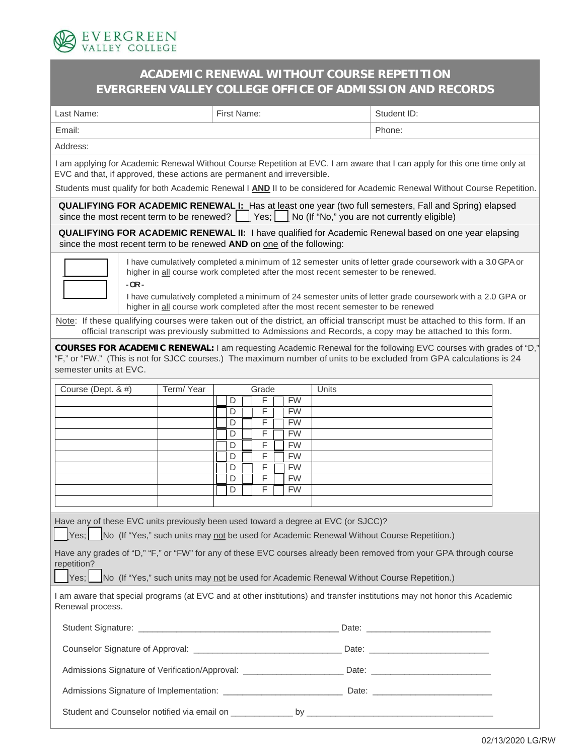EVERGREEN VALLEY COLLEGE

# ACADEMIC RENEWAL WITHOUT COURSE REPETITION
# EVERGREEN VALLEY COLLEGE OFFICE OF ADMISSION AND RECORDS

| Last Name: | First Name: | Student ID: |
|---|---|---|
| Email: | | Phone: |
| Address: | | |

I am applying for Academic Renewal Without Course Repetition at EVC. I am aware that I can apply for this one time only at EVC and that, if approved, these actions are permanent and irreversible.

Students must qualify for both Academic Renewal I **AND** II to be considered for Academic Renewal Without Course Repetition.

**QUALIFYING FOR ACADEMIC RENEWAL I:** Has at least one year (two full semesters, Fall and Spring) elapsed since the most recent term to be renewed? ☐ Yes; ☐ No (If "No," you are not currently eligible)

**QUALIFYING FOR ACADEMIC RENEWAL II:** I have qualified for Academic Renewal based on one year elapsing since the most recent term to be renewed **AND** on one of the following:

☐ I have cumulatively completed a minimum of 12 semester units of letter grade coursework with a 3.0 GPA or higher in all course work completed after the most recent semester to be renewed.

**-OR-**

☐ I have cumulatively completed a minimum of 24 semester units of letter grade coursework with a 2.0 GPA or higher in all course work completed after the most recent semester to be renewed

Note: If these qualifying courses were taken out of the district, an official transcript must be attached to this form. If an official transcript was previously submitted to Admissions and Records, a copy may be attached to this form.

**COURSES FOR ACADEMIC RENEWAL:** I am requesting Academic Renewal for the following EVC courses with grades of "D," "F," or "FW." (This is not for SJCC courses.) The maximum number of units to be excluded from GPA calculations is 24 semester units at EVC.

| Course (Dept. & #) | Term/ Year | Grade | Units |
|---|---|---|---|
| | | ☐ D ☐ F ☐ FW | |
| | | ☐ D ☐ F ☐ FW | |
| | | ☐ D ☐ F ☐ FW | |
| | | ☐ D ☐ F ☐ FW | |
| | | ☐ D ☐ F ☐ FW | |
| | | ☐ D ☐ F ☐ FW | |
| | | ☐ D ☐ F ☐ FW | |
| | | ☐ D ☐ F ☐ FW | |
| | | ☐ D ☐ F ☐ FW | |
| | | | |

Have any of these EVC units previously been used toward a degree at EVC (or SJCC)?

☐ Yes; ☐ No (If "Yes," such units may not be used for Academic Renewal Without Course Repetition.)

Have any grades of "D," "F," or "FW" for any of these EVC courses already been removed from your GPA through course repetition?

☐ Yes; ☐ No (If "Yes," such units may not be used for Academic Renewal Without Course Repetition.)

I am aware that special programs (at EVC and at other institutions) and transfer institutions may not honor this Academic Renewal process.

Student Signature: ___________________________________________ Date: __________________________

Counselor Signature of Approval: _______________________________ Date: _________________________

Admissions Signature of Verification/Approval: _____________________ Date: _________________________

Admissions Signature of Implementation: _________________________ Date: _________________________

Student and Counselor notified via email on _____________ by _______________________________________

02/13/2020 LG/RW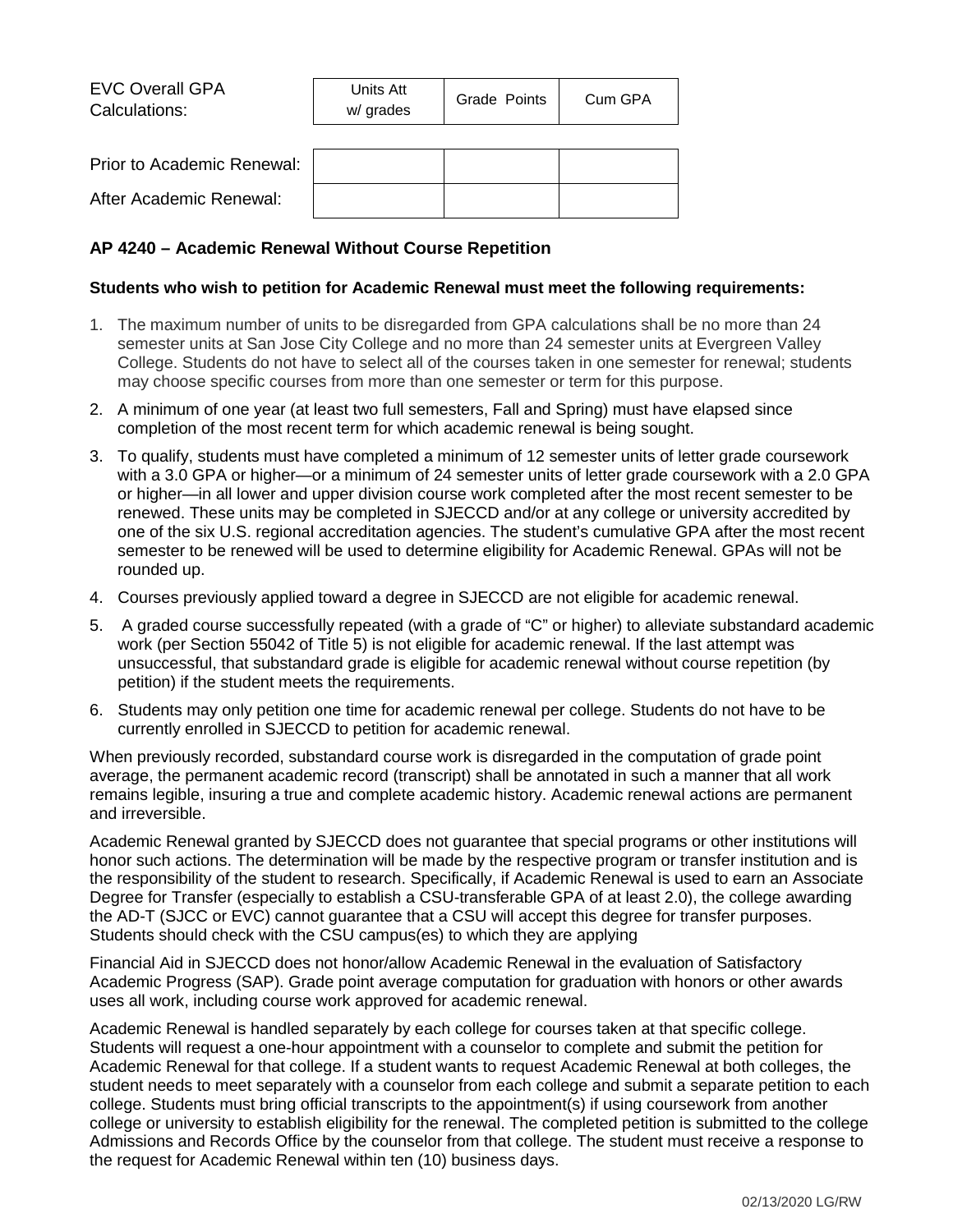| EVC Overall GPA Calculations: | Units Att w/ grades | Grade Points | Cum GPA |
|---|---|---|---|
| Prior to Academic Renewal: | | | |
| After Academic Renewal: | | | |

## AP 4240 – Academic Renewal Without Course Repetition

**Students who wish to petition for Academic Renewal must meet the following requirements:**

1. The maximum number of units to be disregarded from GPA calculations shall be no more than 24 semester units at San Jose City College and no more than 24 semester units at Evergreen Valley College. Students do not have to select all of the courses taken in one semester for renewal; students may choose specific courses from more than one semester or term for this purpose.
2. A minimum of one year (at least two full semesters, Fall and Spring) must have elapsed since completion of the most recent term for which academic renewal is being sought.
3. To qualify, students must have completed a minimum of 12 semester units of letter grade coursework with a 3.0 GPA or higher—or a minimum of 24 semester units of letter grade coursework with a 2.0 GPA or higher—in all lower and upper division course work completed after the most recent semester to be renewed. These units may be completed in SJECCD and/or at any college or university accredited by one of the six U.S. regional accreditation agencies. The student's cumulative GPA after the most recent semester to be renewed will be used to determine eligibility for Academic Renewal. GPAs will not be rounded up.
4. Courses previously applied toward a degree in SJECCD are not eligible for academic renewal.
5. A graded course successfully repeated (with a grade of "C" or higher) to alleviate substandard academic work (per Section 55042 of Title 5) is not eligible for academic renewal. If the last attempt was unsuccessful, that substandard grade is eligible for academic renewal without course repetition (by petition) if the student meets the requirements.
6. Students may only petition one time for academic renewal per college. Students do not have to be currently enrolled in SJECCD to petition for academic renewal.

When previously recorded, substandard course work is disregarded in the computation of grade point average, the permanent academic record (transcript) shall be annotated in such a manner that all work remains legible, insuring a true and complete academic history. Academic renewal actions are permanent and irreversible.

Academic Renewal granted by SJECCD does not guarantee that special programs or other institutions will honor such actions. The determination will be made by the respective program or transfer institution and is the responsibility of the student to research. Specifically, if Academic Renewal is used to earn an Associate Degree for Transfer (especially to establish a CSU-transferable GPA of at least 2.0), the college awarding the AD-T (SJCC or EVC) cannot guarantee that a CSU will accept this degree for transfer purposes. Students should check with the CSU campus(es) to which they are applying

Financial Aid in SJECCD does not honor/allow Academic Renewal in the evaluation of Satisfactory Academic Progress (SAP). Grade point average computation for graduation with honors or other awards uses all work, including course work approved for academic renewal.

Academic Renewal is handled separately by each college for courses taken at that specific college. Students will request a one-hour appointment with a counselor to complete and submit the petition for Academic Renewal for that college. If a student wants to request Academic Renewal at both colleges, the student needs to meet separately with a counselor from each college and submit a separate petition to each college. Students must bring official transcripts to the appointment(s) if using coursework from another college or university to establish eligibility for the renewal. The completed petition is submitted to the college Admissions and Records Office by the counselor from that college. The student must receive a response to the request for Academic Renewal within ten (10) business days.

02/13/2020 LG/RW